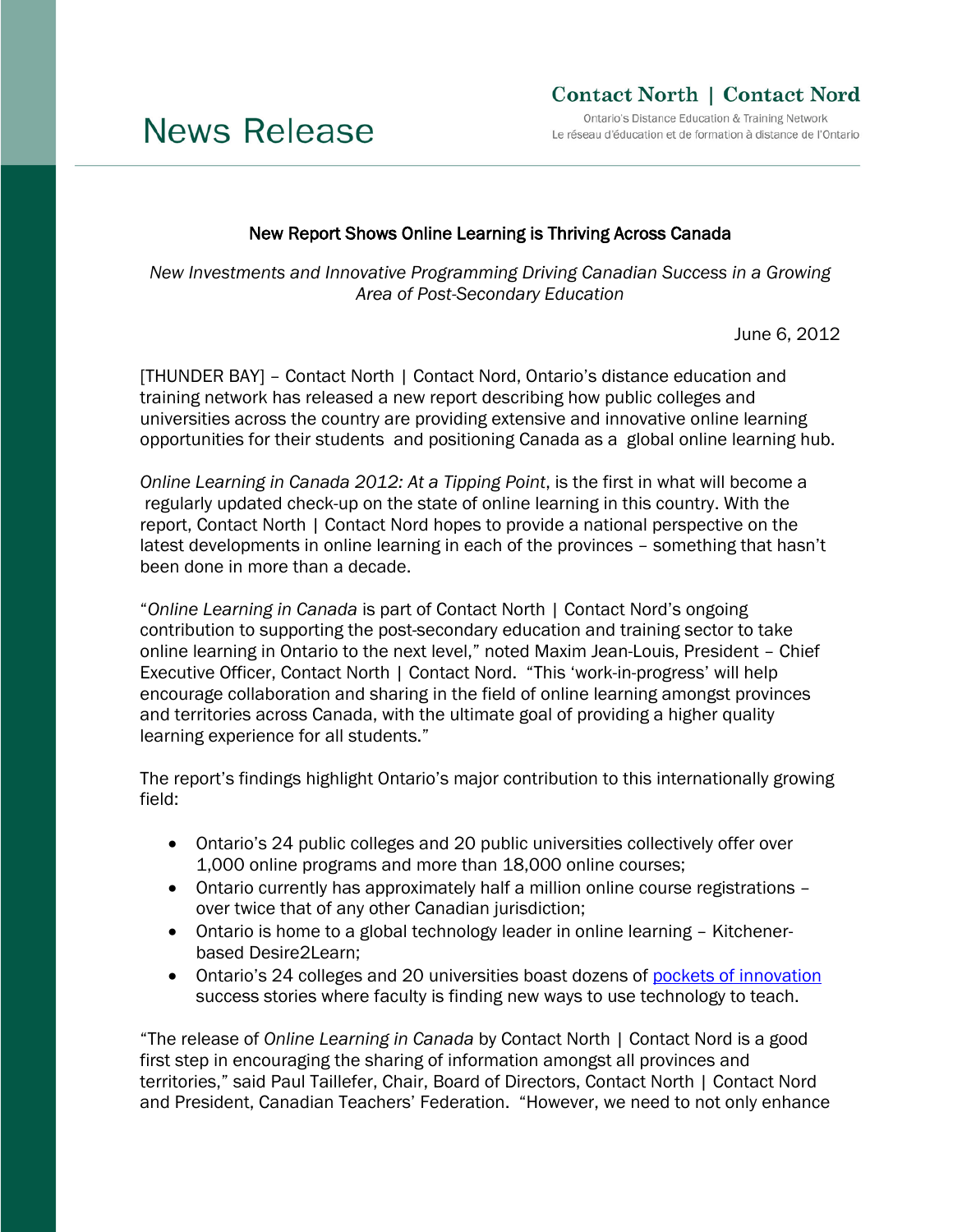# News Release

**Contact North | Contact Nord**

Ontario's Distance Education & Training Network
Le réseau d'éducation et de formation à distance de l'Ontario

## New Report Shows Online Learning is Thriving Across Canada

*New Investments and Innovative Programming Driving Canadian Success in a Growing Area of Post-Secondary Education*

June 6, 2012

[THUNDER BAY] – Contact North | Contact Nord, Ontario's distance education and training network has released a new report describing how public colleges and universities across the country are providing extensive and innovative online learning opportunities for their students and positioning Canada as a global online learning hub.

*Online Learning in Canada 2012: At a Tipping Point*, is the first in what will become a regularly updated check-up on the state of online learning in this country. With the report, Contact North | Contact Nord hopes to provide a national perspective on the latest developments in online learning in each of the provinces – something that hasn't been done in more than a decade.

"*Online Learning in Canada* is part of Contact North | Contact Nord's ongoing contribution to supporting the post-secondary education and training sector to take online learning in Ontario to the next level," noted Maxim Jean-Louis, President – Chief Executive Officer, Contact North | Contact Nord. "This 'work-in-progress' will help encourage collaboration and sharing in the field of online learning amongst provinces and territories across Canada, with the ultimate goal of providing a higher quality learning experience for all students."

The report's findings highlight Ontario's major contribution to this internationally growing field:

- Ontario's 24 public colleges and 20 public universities collectively offer over 1,000 online programs and more than 18,000 online courses;
- Ontario currently has approximately half a million online course registrations – over twice that of any other Canadian jurisdiction;
- Ontario is home to a global technology leader in online learning – Kitchener-based Desire2Learn;
- Ontario's 24 colleges and 20 universities boast dozens of pockets of innovation success stories where faculty is finding new ways to use technology to teach.

"The release of *Online Learning in Canada* by Contact North | Contact Nord is a good first step in encouraging the sharing of information amongst all provinces and territories," said Paul Taillefer, Chair, Board of Directors, Contact North | Contact Nord and President, Canadian Teachers' Federation. "However, we need to not only enhance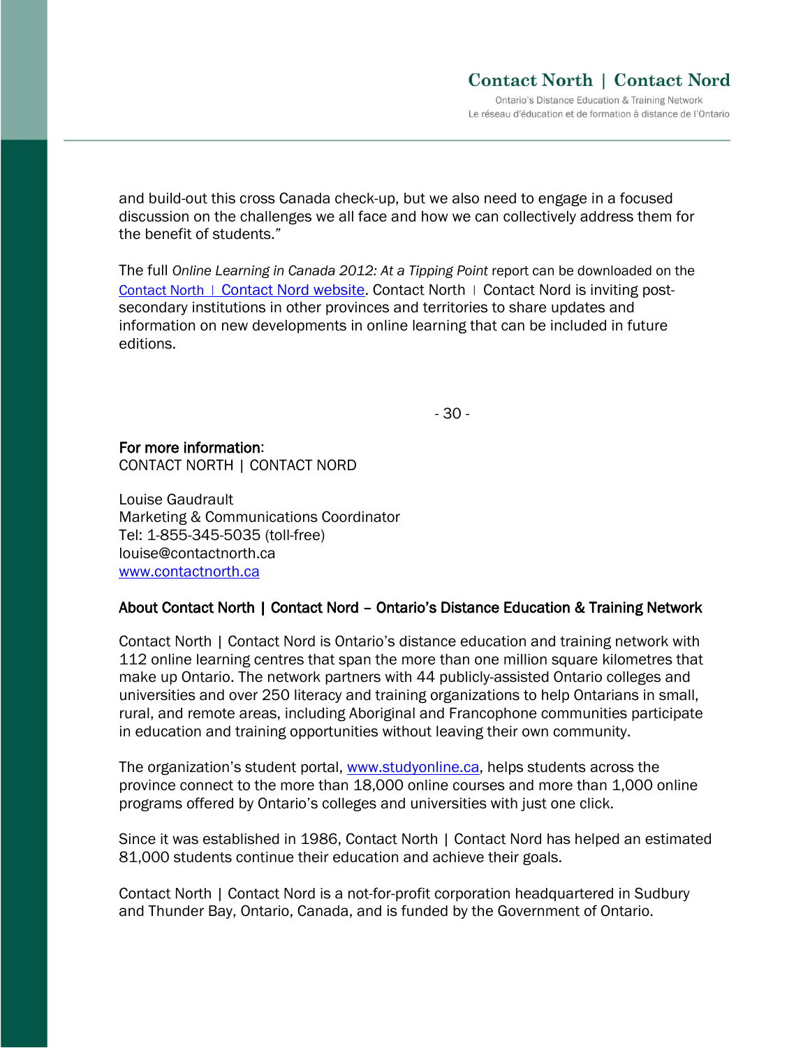and build-out this cross Canada check-up, but we also need to engage in a focused discussion on the challenges we all face and how we can collectively address them for the benefit of students."

The full *Online Learning in Canada 2012: At a Tipping Point* report can be downloaded on the [Contact North | Contact Nord website](). Contact North | Contact Nord is inviting post-secondary institutions in other provinces and territories to share updates and information on new developments in online learning that can be included in future editions.

- 30 -

**For more information:**
CONTACT NORTH | CONTACT NORD

Louise Gaudrault
Marketing & Communications Coordinator
Tel: 1-855-345-5035 (toll-free)
louise@contactnorth.ca
www.contactnorth.ca

**About Contact North | Contact Nord – Ontario's Distance Education & Training Network**

Contact North | Contact Nord is Ontario's distance education and training network with 112 online learning centres that span the more than one million square kilometres that make up Ontario. The network partners with 44 publicly-assisted Ontario colleges and universities and over 250 literacy and training organizations to help Ontarians in small, rural, and remote areas, including Aboriginal and Francophone communities participate in education and training opportunities without leaving their own community.

The organization's student portal, www.studyonline.ca, helps students across the province connect to the more than 18,000 online courses and more than 1,000 online programs offered by Ontario's colleges and universities with just one click.

Since it was established in 1986, Contact North | Contact Nord has helped an estimated 81,000 students continue their education and achieve their goals.

Contact North | Contact Nord is a not-for-profit corporation headquartered in Sudbury and Thunder Bay, Ontario, Canada, and is funded by the Government of Ontario.